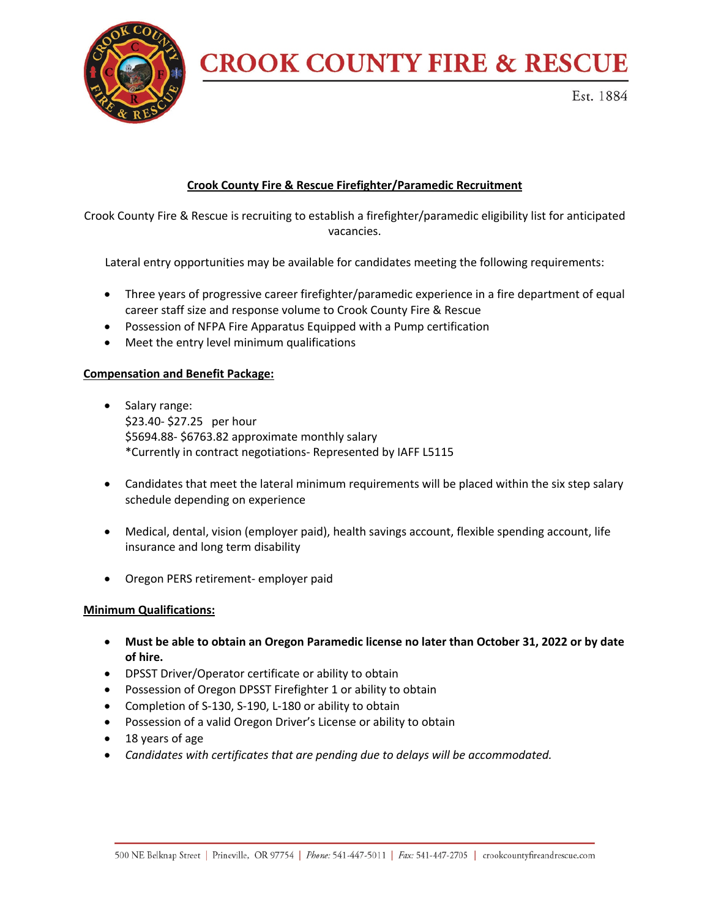# CROOK COUNTY FIRE & RESCUE

Est. 1884

## Crook County Fire & Rescue Firefighter/Paramedic Recruitment

Crook County Fire & Rescue is recruiting to establish a firefighter/paramedic eligibility list for anticipated vacancies.

Lateral entry opportunities may be available for candidates meeting the following requirements:

- Three years of progressive career firefighter/paramedic experience in a fire department of equal career staff size and response volume to Crook County Fire & Rescue
- Possession of NFPA Fire Apparatus Equipped with a Pump certification
- Meet the entry level minimum qualifications

### Compensation and Benefit Package:

- Salary range:
  $23.40- $27.25 per hour
  $5694.88- $6763.82 approximate monthly salary
  *Currently in contract negotiations- Represented by IAFF L5115

- Candidates that meet the lateral minimum requirements will be placed within the six step salary schedule depending on experience

- Medical, dental, vision (employer paid), health savings account, flexible spending account, life insurance and long term disability

- Oregon PERS retirement- employer paid

### Minimum Qualifications:

- **Must be able to obtain an Oregon Paramedic license no later than October 31, 2022 or by date of hire.**
- DPSST Driver/Operator certificate or ability to obtain
- Possession of Oregon DPSST Firefighter 1 or ability to obtain
- Completion of S-130, S-190, L-180 or ability to obtain
- Possession of a valid Oregon Driver's License or ability to obtain
- 18 years of age
- *Candidates with certificates that are pending due to delays will be accommodated.*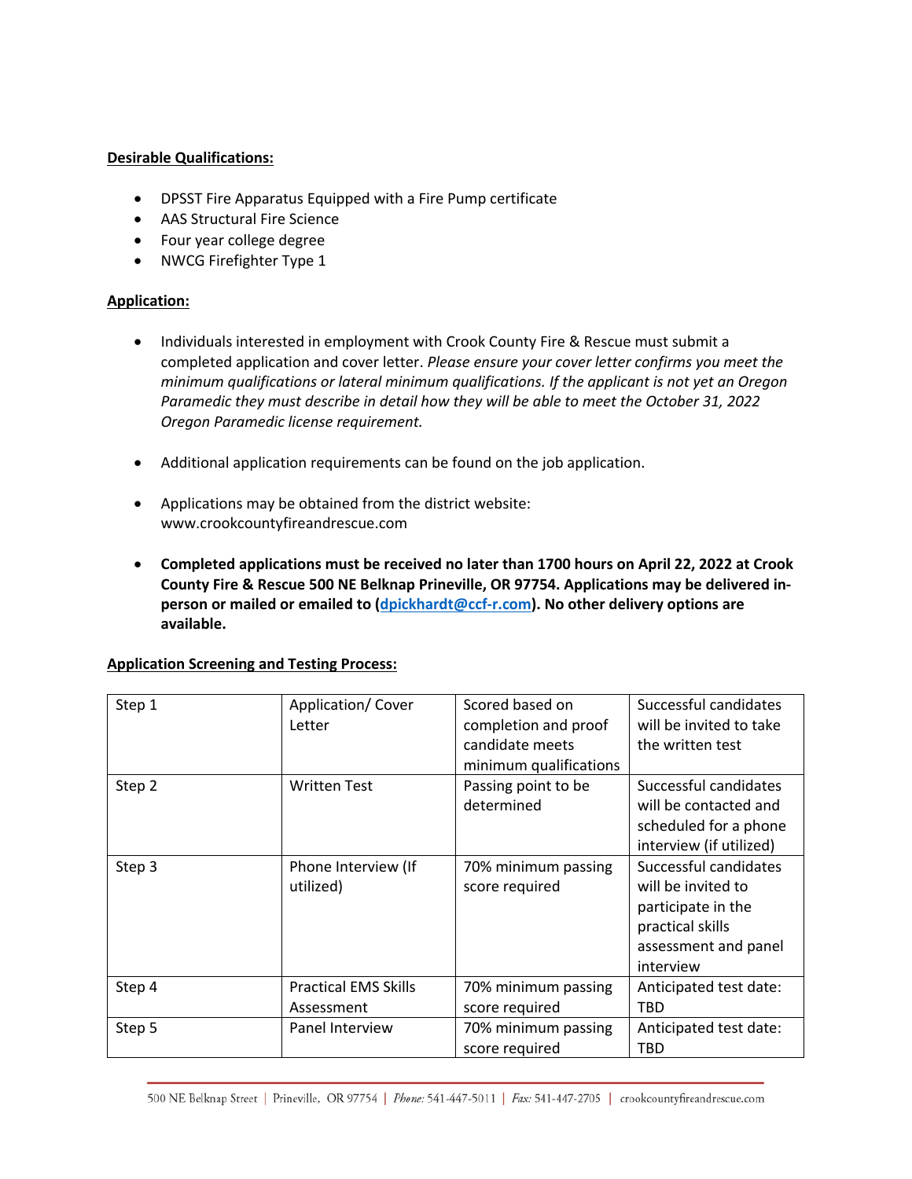**Desirable Qualifications:**

- DPSST Fire Apparatus Equipped with a Fire Pump certificate
- AAS Structural Fire Science
- Four year college degree
- NWCG Firefighter Type 1

**Application:**

- Individuals interested in employment with Crook County Fire & Rescue must submit a completed application and cover letter. *Please ensure your cover letter confirms you meet the minimum qualifications or lateral minimum qualifications. If the applicant is not yet an Oregon Paramedic they must describe in detail how they will be able to meet the October 31, 2022 Oregon Paramedic license requirement.*

- Additional application requirements can be found on the job application.

- Applications may be obtained from the district website: www.crookcountyfireandrescue.com

- **Completed applications must be received no later than 1700 hours on April 22, 2022 at Crook County Fire & Rescue 500 NE Belknap Prineville, OR 97754. Applications may be delivered in-person or mailed or emailed to (dpickhardt@ccf-r.com). No other delivery options are available.**

**Application Screening and Testing Process:**

| | | | |
|---|---|---|---|
| Step 1 | Application/ Cover Letter | Scored based on completion and proof candidate meets minimum qualifications | Successful candidates will be invited to take the written test |
| Step 2 | Written Test | Passing point to be determined | Successful candidates will be contacted and scheduled for a phone interview (if utilized) |
| Step 3 | Phone Interview (If utilized) | 70% minimum passing score required | Successful candidates will be invited to participate in the practical skills assessment and panel interview |
| Step 4 | Practical EMS Skills Assessment | 70% minimum passing score required | Anticipated test date: TBD |
| Step 5 | Panel Interview | 70% minimum passing score required | Anticipated test date: TBD |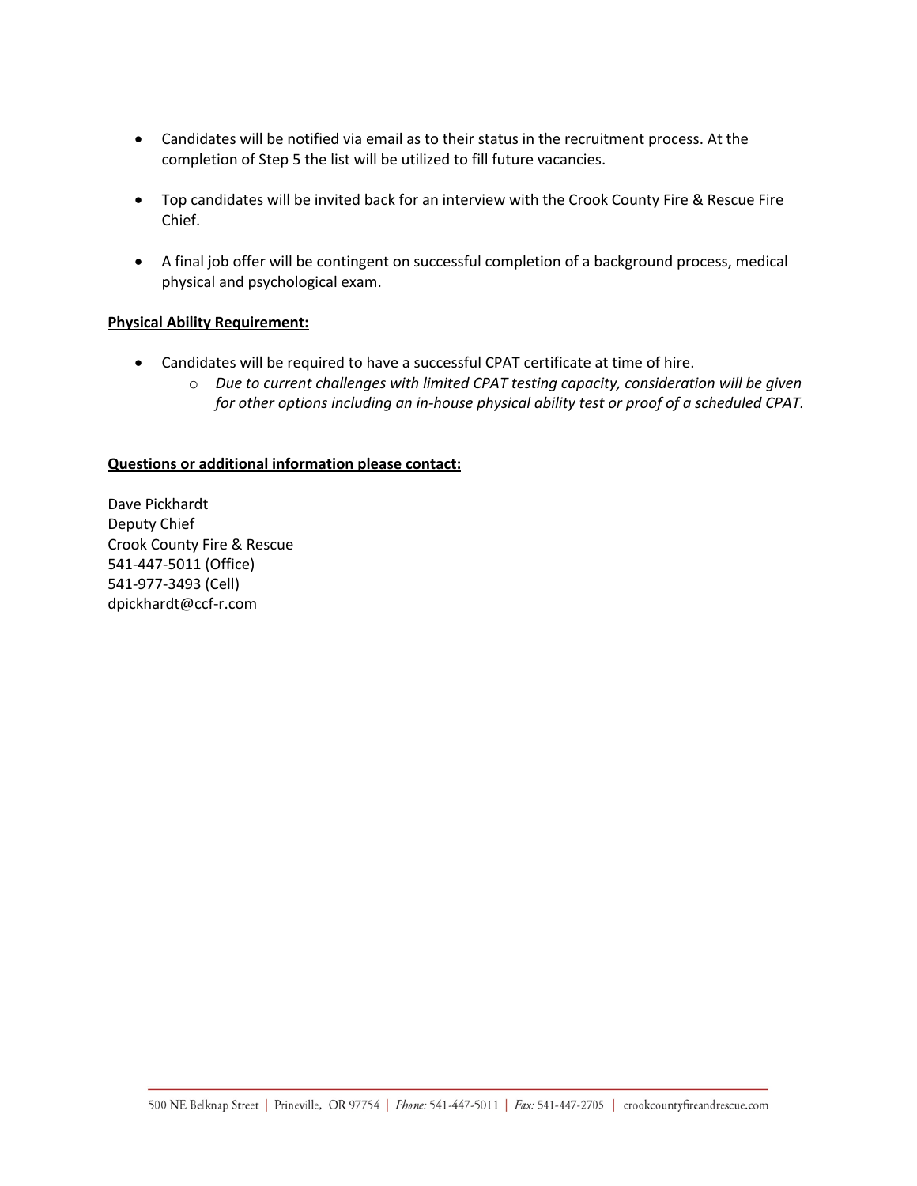- Candidates will be notified via email as to their status in the recruitment process. At the completion of Step 5 the list will be utilized to fill future vacancies.

- Top candidates will be invited back for an interview with the Crook County Fire & Rescue Fire Chief.

- A final job offer will be contingent on successful completion of a background process, medical physical and psychological exam.

**Physical Ability Requirement:**

- Candidates will be required to have a successful CPAT certificate at time of hire.
  - *Due to current challenges with limited CPAT testing capacity, consideration will be given for other options including an in-house physical ability test or proof of a scheduled CPAT.*

**Questions or additional information please contact:**

Dave Pickhardt
Deputy Chief
Crook County Fire & Rescue
541-447-5011 (Office)
541-977-3493 (Cell)
dpickhardt@ccf-r.com